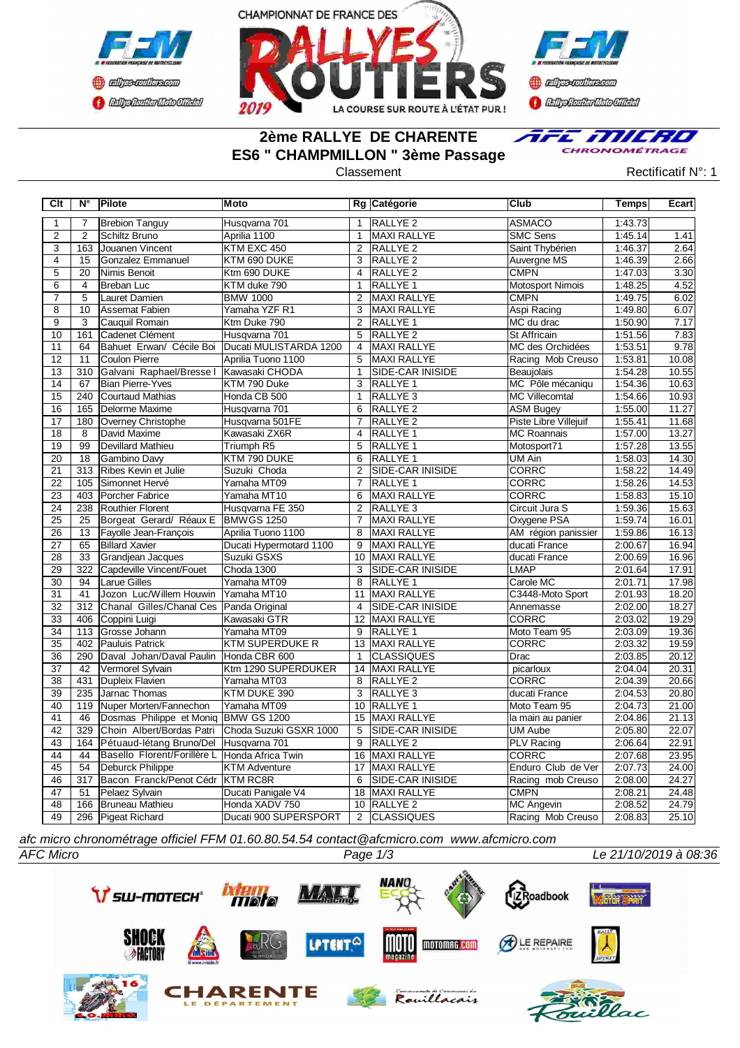CHAMPIONNAT DE FRANCE DES RALLYES ROUTIERS 2019 — LA COURSE SUR ROUTE À L'ÉTAT PUR !

# 2ème RALLYE DE CHARENTE
## ES6 " CHAMPMILLON " 3ème Passage

Classement

Rectificatif N°: 1

| Clt | N° | Pilote | Moto | Rg | Catégorie | Club | Temps | Ecart |
|---|---|---|---|---|---|---|---|---|
| 1 | 7 | Brebion Tanguy | Husqvarna 701 | 1 | RALLYE 2 | ASMACO | 1:43.73 | |
| 2 | 2 | Schiltz Bruno | Aprilia 1100 | 1 | MAXI RALLYE | SMC Sens | 1:45.14 | 1.41 |
| 3 | 163 | Jouanen Vincent | KTM EXC 450 | 2 | RALLYE 2 | Saint Thybérien | 1:46.37 | 2.64 |
| 4 | 15 | Gonzalez Emmanuel | KTM 690 DUKE | 3 | RALLYE 2 | Auvergne MS | 1:46.39 | 2.66 |
| 5 | 20 | Nimis Benoit | Ktm 690 DUKE | 4 | RALLYE 2 | CMPN | 1:47.03 | 3.30 |
| 6 | 4 | Breban Luc | KTM duke 790 | 1 | RALLYE 1 | Motosport Nimois | 1:48.25 | 4.52 |
| 7 | 5 | Lauret Damien | BMW 1000 | 2 | MAXI RALLYE | CMPN | 1:49.75 | 6.02 |
| 8 | 10 | Assemat Fabien | Yamaha YZF R1 | 3 | MAXI RALLYE | Aspi Racing | 1:49.80 | 6.07 |
| 9 | 3 | Cauquil Romain | Ktm Duke 790 | 2 | RALLYE 1 | MC du drac | 1:50.90 | 7.17 |
| 10 | 161 | Cadenet Clément | Husqvarna 701 | 5 | RALLYE 2 | St Affricain | 1:51.56 | 7.83 |
| 11 | 64 | Bahuet Erwan/ Cécile Boi | Ducati MULISTARDA 1200 | 4 | MAXI RALLYE | MC des Orchidées | 1:53.51 | 9.78 |
| 12 | 11 | Coulon Pierre | Aprilia Tuono 1100 | 5 | MAXI RALLYE | Racing Mob Creuso | 1:53.81 | 10.08 |
| 13 | 310 | Galvani Raphael/Bresse I | Kawasaki CHODA | 1 | SIDE-CAR INISIDE | Beaujolais | 1:54.28 | 10.55 |
| 14 | 67 | Bian Pierre-Yves | KTM 790 Duke | 3 | RALLYE 1 | MC Pôle mécaniqu | 1:54.36 | 10.63 |
| 15 | 240 | Courtaud Mathias | Honda CB 500 | 1 | RALLYE 3 | MC Villecomtal | 1:54.66 | 10.93 |
| 16 | 165 | Delorme Maxime | Husqvarna 701 | 6 | RALLYE 2 | ASM Bugey | 1:55.00 | 11.27 |
| 17 | 180 | Overney Christophe | Husqvarna 501FE | 7 | RALLYE 2 | Piste Libre Villejuif | 1:55.41 | 11.68 |
| 18 | 8 | David Maxime | Kawasaki ZX6R | 4 | RALLYE 1 | MC Roannais | 1:57.00 | 13.27 |
| 19 | 99 | Devillard Mathieu | Triumph R5 | 5 | RALLYE 1 | Motosport71 | 1:57.28 | 13.55 |
| 20 | 18 | Gambino Davy | KTM 790 DUKE | 6 | RALLYE 1 | UM Ain | 1:58.03 | 14.30 |
| 21 | 313 | Ribes Kevin et Julie | Suzuki Choda | 2 | SIDE-CAR INISIDE | CORRC | 1:58.22 | 14.49 |
| 22 | 105 | Simonnet Hervé | Yamaha MT09 | 7 | RALLYE 1 | CORRC | 1:58.26 | 14.53 |
| 23 | 403 | Porcher Fabrice | Yamaha MT10 | 6 | MAXI RALLYE | CORRC | 1:58.83 | 15.10 |
| 24 | 238 | Routhier Florent | Husqvarna FE 350 | 2 | RALLYE 3 | Circuit Jura S | 1:59.36 | 15.63 |
| 25 | 25 | Borgeat Gerard/ Réaux E | BMWGS 1250 | 7 | MAXI RALLYE | Oxygene PSA | 1:59.74 | 16.01 |
| 26 | 13 | Fayolle Jean-François | Aprilia Tuono 1100 | 8 | MAXI RALLYE | AM région panissier | 1:59.86 | 16.13 |
| 27 | 65 | Billard Xavier | Ducati Hypermotard 1100 | 9 | MAXI RALLYE | ducati France | 2:00.67 | 16.94 |
| 28 | 33 | Grandjean Jacques | Suzuki GSXS | 10 | MAXI RALLYE | ducati France | 2:00.69 | 16.96 |
| 29 | 322 | Capdeville Vincent/Fouet | Choda 1300 | 3 | SIDE-CAR INISIDE | LMAP | 2:01.64 | 17.91 |
| 30 | 94 | Larue Gilles | Yamaha MT09 | 8 | RALLYE 1 | Carole MC | 2:01.71 | 17.98 |
| 31 | 41 | Jozon Luc/Willem Houwin | Yamaha MT10 | 11 | MAXI RALLYE | C3448-Moto Sport | 2:01.93 | 18.20 |
| 32 | 312 | Chanal Gilles/Chanal Ces | Panda Original | 4 | SIDE-CAR INISIDE | Annemasse | 2:02.00 | 18.27 |
| 33 | 406 | Coppini Luigi | Kawasaki GTR | 12 | MAXI RALLYE | CORRC | 2:03.02 | 19.29 |
| 34 | 113 | Grosse Johann | Yamaha MT09 | 9 | RALLYE 1 | Moto Team 95 | 2:03.09 | 19.36 |
| 35 | 402 | Pauluis Patrick | KTM SUPERDUKE R | 13 | MAXI RALLYE | CORRC | 2:03.32 | 19.59 |
| 36 | 290 | Daval Johan/Daval Paulin | Honda CBR 600 | 1 | CLASSIQUES | Drac | 2:03.85 | 20.12 |
| 37 | 42 | Vermorel Sylvain | Ktm 1290 SUPERDUKER | 14 | MAXI RALLYE | picarloux | 2:04.04 | 20.31 |
| 38 | 431 | Dupleix Flavien | Yamaha MT03 | 8 | RALLYE 2 | CORRC | 2:04.39 | 20.66 |
| 39 | 235 | Jarnac Thomas | KTM DUKE 390 | 3 | RALLYE 3 | ducati France | 2:04.53 | 20.80 |
| 40 | 119 | Nuper Morten/Fannechon | Yamaha MT09 | 10 | RALLYE 1 | Moto Team 95 | 2:04.73 | 21.00 |
| 41 | 46 | Dosmas Philippe et Moniq | BMW GS 1200 | 15 | MAXI RALLYE | la main au panier | 2:04.86 | 21.13 |
| 42 | 329 | Choin Albert/Bordas Patri | Choda Suzuki GSXR 1000 | 5 | SIDE-CAR INISIDE | UM Aube | 2:05.80 | 22.07 |
| 43 | 164 | Pétuaud-létang Bruno/Del | Husqvarna 701 | 9 | RALLYE 2 | PLV Racing | 2:06.64 | 22.91 |
| 44 | 44 | Basello Florent/Forillère L | Honda Africa Twin | 16 | MAXI RALLYE | CORRC | 2:07.68 | 23.95 |
| 45 | 54 | Deburck Philippe | KTM Adventure | 17 | MAXI RALLYE | Enduro Club de Ver | 2:07.73 | 24.00 |
| 46 | 317 | Bacon Franck/Penot Cédr | KTM RC8R | 6 | SIDE-CAR INISIDE | Racing mob Creuso | 2:08.00 | 24.27 |
| 47 | 51 | Pelaez Sylvain | Ducati Panigale V4 | 18 | MAXI RALLYE | CMPN | 2:08.21 | 24.48 |
| 48 | 166 | Bruneau Mathieu | Honda XADV 750 | 10 | RALLYE 2 | MC Angevin | 2:08.52 | 24.79 |
| 49 | 296 | Pigeat Richard | Ducati 900 SUPERSPORT | 2 | CLASSIQUES | Racing Mob Creuso | 2:08.83 | 25.10 |

*afc micro chronométrage officiel FFM 01.60.80.54.54 contact@afcmicro.com www.afcmicro.com*

*AFC Micro* — Le 21/10/2019 à 08:36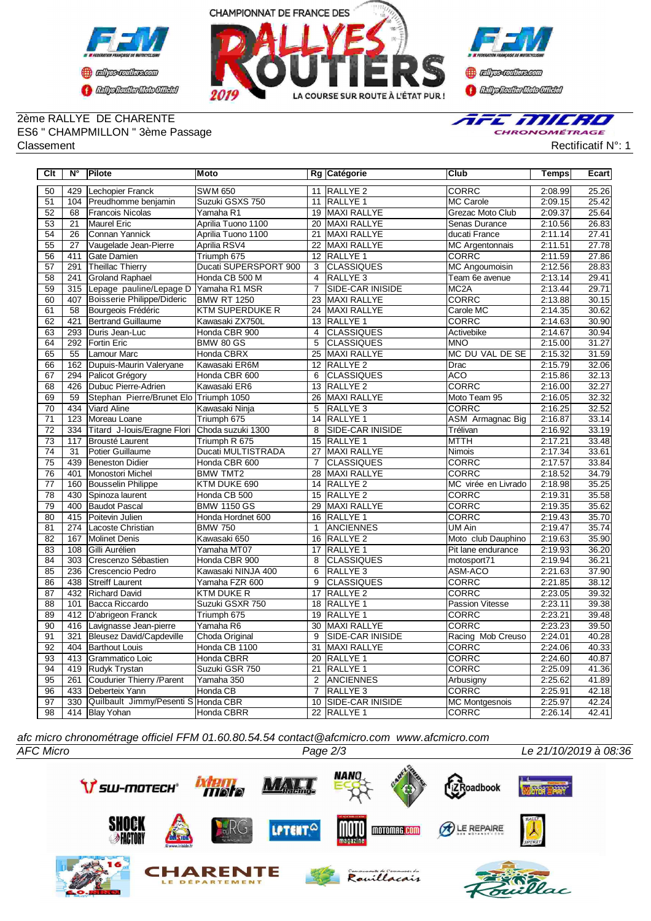CHAMPIONNAT DE FRANCE DES RALLYES ROUTIERS 2019

2ème RALLYE DE CHARENTE
ES6 " CHAMPMILLON " 3ème Passage
Classement

Rectificatif N°: 1

| Clt | N° | Pilote | Moto | Rg | Catégorie | Club | Temps | Ecart |
|---|---|---|---|---|---|---|---|---|
| 50 | 429 | Lechopier Franck | SWM 650 | 11 | RALLYE 2 | CORRC | 2:08.99 | 25.26 |
| 51 | 104 | Preudhomme benjamin | Suzuki GSXS 750 | 11 | RALLYE 1 | MC Carole | 2:09.15 | 25.42 |
| 52 | 68 | Francois Nicolas | Yamaha R1 | 19 | MAXI RALLYE | Grezac Moto Club | 2:09.37 | 25.64 |
| 53 | 21 | Maurel Eric | Aprilia Tuono 1100 | 20 | MAXI RALLYE | Senas Durance | 2:10.56 | 26.83 |
| 54 | 26 | Connan Yannick | Aprilia Tuono 1100 | 21 | MAXI RALLYE | ducati France | 2:11.14 | 27.41 |
| 55 | 27 | Vaugelade Jean-Pierre | Aprilia RSV4 | 22 | MAXI RALLYE | MC Argentonnais | 2:11.51 | 27.78 |
| 56 | 411 | Gate Damien | Triumph 675 | 12 | RALLYE 1 | CORRC | 2:11.59 | 27.86 |
| 57 | 291 | Theillac Thierry | Ducati SUPERSPORT 900 | 3 | CLASSIQUES | MC Angoumoisin | 2:12.56 | 28.83 |
| 58 | 241 | Groland Raphael | Honda CB 500 M | 4 | RALLYE 3 | Team 6e avenue | 2:13.14 | 29.41 |
| 59 | 315 | Lepage pauline/Lepage D | Yamaha R1 MSR | 7 | SIDE-CAR INISIDE | MC2A | 2:13.44 | 29.71 |
| 60 | 407 | Boisserie Philippe/Dideric | BMW RT 1250 | 23 | MAXI RALLYE | CORRC | 2:13.88 | 30.15 |
| 61 | 58 | Bourgeois Frédéric | KTM SUPERDUKE R | 24 | MAXI RALLYE | Carole MC | 2:14.35 | 30.62 |
| 62 | 421 | Bertrand Guillaume | Kawasaki ZX750L | 13 | RALLYE 1 | CORRC | 2:14.63 | 30.90 |
| 63 | 293 | Duris Jean-Luc | Honda CBR 900 | 4 | CLASSIQUES | Activebike | 2:14.67 | 30.94 |
| 64 | 292 | Fortin Eric | BMW 80 GS | 5 | CLASSIQUES | MNO | 2:15.00 | 31.27 |
| 65 | 55 | Lamour Marc | Honda CBRX | 25 | MAXI RALLYE | MC DU VAL DE SE | 2:15.32 | 31.59 |
| 66 | 162 | Dupuis-Maurin Valeryane | Kawasaki ER6M | 12 | RALLYE 2 | Drac | 2:15.79 | 32.06 |
| 67 | 294 | Palicot Grégory | Honda CBR 600 | 6 | CLASSIQUES | ACO | 2:15.86 | 32.13 |
| 68 | 426 | Dubuc Pierre-Adrien | Kawasaki ER6 | 13 | RALLYE 2 | CORRC | 2:16.00 | 32.27 |
| 69 | 59 | Stephan Pierre/Brunet Elo | Triumph 1050 | 26 | MAXI RALLYE | Moto Team 95 | 2:16.05 | 32.32 |
| 70 | 434 | Viard Aline | Kawasaki Ninja | 5 | RALLYE 3 | CORRC | 2:16.25 | 32.52 |
| 71 | 123 | Moreau Loane | Triumph 675 | 14 | RALLYE 1 | ASM Armagnac Big | 2:16.87 | 33.14 |
| 72 | 334 | Titard J-louis/Eragne Flori | Choda suzuki 1300 | 8 | SIDE-CAR INISIDE | Trélivan | 2:16.92 | 33.19 |
| 73 | 117 | Brousté Laurent | Triumph R 675 | 15 | RALLYE 1 | MTTH | 2:17.21 | 33.48 |
| 74 | 31 | Potier Guillaume | Ducati MULTISTRADA | 27 | MAXI RALLYE | Nimois | 2:17.34 | 33.61 |
| 75 | 439 | Beneston Didier | Honda CBR 600 | 7 | CLASSIQUES | CORRC | 2:17.57 | 33.84 |
| 76 | 401 | Monostori Michel | BMW TMT2 | 28 | MAXI RALLYE | CORRC | 2:18.52 | 34.79 |
| 77 | 160 | Bousselin Philippe | KTM DUKE 690 | 14 | RALLYE 2 | MC virée en Livrado | 2:18.98 | 35.25 |
| 78 | 430 | Spinoza laurent | Honda CB 500 | 15 | RALLYE 2 | CORRC | 2:19.31 | 35.58 |
| 79 | 400 | Baudot Pascal | BMW 1150 GS | 29 | MAXI RALLYE | CORRC | 2:19.35 | 35.62 |
| 80 | 415 | Poitevin Julien | Honda Hordnet 600 | 16 | RALLYE 1 | CORRC | 2:19.43 | 35.70 |
| 81 | 274 | Lacoste Christian | BMW 750 | 1 | ANCIENNES | UM Ain | 2:19.47 | 35.74 |
| 82 | 167 | Molinet Denis | Kawasaki 650 | 16 | RALLYE 2 | Moto club Dauphino | 2:19.63 | 35.90 |
| 83 | 108 | Gilli Aurélien | Yamaha MT07 | 17 | RALLYE 1 | Pit lane endurance | 2:19.93 | 36.20 |
| 84 | 303 | Crescenzo Sébastien | Honda CBR 900 | 8 | CLASSIQUES | motosport71 | 2:19.94 | 36.21 |
| 85 | 236 | Crescencio Pedro | Kawasaki NINJA 400 | 6 | RALLYE 3 | ASM-ACO | 2:21.63 | 37.90 |
| 86 | 438 | Streiff Laurent | Yamaha FZR 600 | 9 | CLASSIQUES | CORRC | 2:21.85 | 38.12 |
| 87 | 432 | Richard David | KTM DUKE R | 17 | RALLYE 2 | CORRC | 2:23.05 | 39.32 |
| 88 | 101 | Bacca Riccardo | Suzuki GSXR 750 | 18 | RALLYE 1 | Passion Vitesse | 2:23.11 | 39.38 |
| 89 | 412 | D'abrigeon Franck | Triumph 675 | 19 | RALLYE 1 | CORRC | 2:23.21 | 39.48 |
| 90 | 416 | Lavignasse Jean-pierre | Yamaha R6 | 30 | MAXI RALLYE | CORRC | 2:23.23 | 39.50 |
| 91 | 321 | Bleusez David/Capdeville | Choda Original | 9 | SIDE-CAR INISIDE | Racing Mob Creuso | 2:24.01 | 40.28 |
| 92 | 404 | Barthout Louis | Honda CB 1100 | 31 | MAXI RALLYE | CORRC | 2:24.06 | 40.33 |
| 93 | 413 | Grammatico Loic | Honda CBRR | 20 | RALLYE 1 | CORRC | 2:24.60 | 40.87 |
| 94 | 419 | Rudyk Trystan | Suzuki GSR 750 | 21 | RALLYE 1 | CORRC | 2:25.09 | 41.36 |
| 95 | 261 | Coudurier Thierry /Parent | Yamaha 350 | 2 | ANCIENNES | Arbusigny | 2:25.62 | 41.89 |
| 96 | 433 | Deberteix Yann | Honda CB | 7 | RALLYE 3 | CORRC | 2:25.91 | 42.18 |
| 97 | 330 | Quilbault Jimmy/Pesenti S | Honda CBR | 10 | SIDE-CAR INISIDE | MC Montgesnois | 2:25.97 | 42.24 |
| 98 | 414 | Blay Yohan | Honda CBRR | 22 | RALLYE 1 | CORRC | 2:26.14 | 42.41 |

*afc micro chronométrage officiel FFM 01.60.80.54.54 contact@afcmicro.com www.afcmicro.com*

*AFC Micro* — *Le 21/10/2019 à 08:36*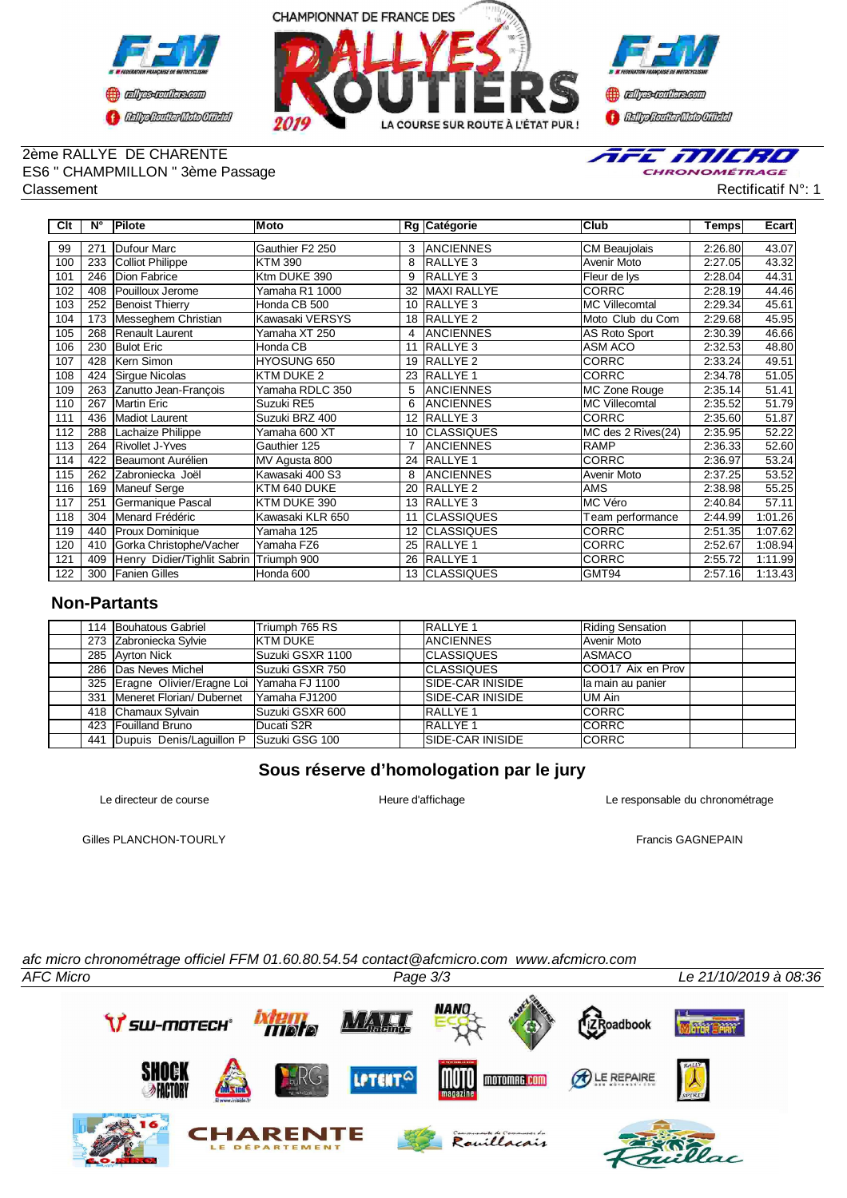CHAMPIONNAT DE FRANCE DES RALLYES ROUTIERS 2019 — LA COURSE SUR ROUTE À L'ÉTAT PUR !

2ème RALLYE DE CHARENTE
ES6 " CHAMPMILLON " 3ème Passage
Classement

Rectificatif N°: 1

| Clt | N° | Pilote | Moto | Rg | Catégorie | Club | Temps | Ecart |
|---|---|---|---|---|---|---|---|---|
| 99 | 271 | Dufour Marc | Gauthier F2 250 | 3 | ANCIENNES | CM Beaujolais | 2:26.80 | 43.07 |
| 100 | 233 | Colliot Philippe | KTM 390 | 8 | RALLYE 3 | Avenir Moto | 2:27.05 | 43.32 |
| 101 | 246 | Dion Fabrice | Ktm DUKE 390 | 9 | RALLYE 3 | Fleur de lys | 2:28.04 | 44.31 |
| 102 | 408 | Pouilloux Jerome | Yamaha R1 1000 | 32 | MAXI RALLYE | CORRC | 2:28.19 | 44.46 |
| 103 | 252 | Benoist Thierry | Honda CB 500 | 10 | RALLYE 3 | MC Villecomtal | 2:29.34 | 45.61 |
| 104 | 173 | Messeghem Christian | Kawasaki VERSYS | 18 | RALLYE 2 | Moto Club du Com | 2:29.68 | 45.95 |
| 105 | 268 | Renault Laurent | Yamaha XT 250 | 4 | ANCIENNES | AS Roto Sport | 2:30.39 | 46.66 |
| 106 | 230 | Bulot Eric | Honda CB | 11 | RALLYE 3 | ASM ACO | 2:32.53 | 48.80 |
| 107 | 428 | Kern Simon | HYOSUNG 650 | 19 | RALLYE 2 | CORRC | 2:33.24 | 49.51 |
| 108 | 424 | Sirgue Nicolas | KTM DUKE 2 | 23 | RALLYE 1 | CORRC | 2:34.78 | 51.05 |
| 109 | 263 | Zanutto Jean-François | Yamaha RDLC 350 | 5 | ANCIENNES | MC Zone Rouge | 2:35.14 | 51.41 |
| 110 | 267 | Martin Eric | Suzuki RE5 | 6 | ANCIENNES | MC Villecomtal | 2:35.52 | 51.79 |
| 111 | 436 | Madiot Laurent | Suzuki BRZ 400 | 12 | RALLYE 3 | CORRC | 2:35.60 | 51.87 |
| 112 | 288 | Lachaize Philippe | Yamaha 600 XT | 10 | CLASSIQUES | MC des 2 Rives(24) | 2:35.95 | 52.22 |
| 113 | 264 | Rivollet J-Yves | Gauthier 125 | 7 | ANCIENNES | RAMP | 2:36.33 | 52.60 |
| 114 | 422 | Beaumont Aurélien | MV Agusta 800 | 24 | RALLYE 1 | CORRC | 2:36.97 | 53.24 |
| 115 | 262 | Zabroniecka Joël | Kawasaki 400 S3 | 8 | ANCIENNES | Avenir Moto | 2:37.25 | 53.52 |
| 116 | 169 | Maneuf Serge | KTM 640 DUKE | 20 | RALLYE 2 | AMS | 2:38.98 | 55.25 |
| 117 | 251 | Germanique Pascal | KTM DUKE 390 | 13 | RALLYE 3 | MC Véro | 2:40.84 | 57.11 |
| 118 | 304 | Menard Frédéric | Kawasaki KLR 650 | 11 | CLASSIQUES | Team performance | 2:44.99 | 1:01.26 |
| 119 | 440 | Proux Dominique | Yamaha 125 | 12 | CLASSIQUES | CORRC | 2:51.35 | 1:07.62 |
| 120 | 410 | Gorka Christophe/Vacher | Yamaha FZ6 | 25 | RALLYE 1 | CORRC | 2:52.67 | 1:08.94 |
| 121 | 409 | Henry Didier/Tighlit Sabrin | Triumph 900 | 26 | RALLYE 1 | CORRC | 2:55.72 | 1:11.99 |
| 122 | 300 | Fanien Gilles | Honda 600 | 13 | CLASSIQUES | GMT94 | 2:57.16 | 1:13.43 |

## Non-Partants

| | | | | | | | | |
|---|---|---|---|---|---|---|---|---|
| | 114 | Bouhatous Gabriel | Triumph 765 RS | | RALLYE 1 | Riding Sensation | | |
| | 273 | Zabroniecka Sylvie | KTM DUKE | | ANCIENNES | Avenir Moto | | |
| | 285 | Ayrton Nick | Suzuki GSXR 1100 | | CLASSIQUES | ASMACO | | |
| | 286 | Das Neves Michel | Suzuki GSXR 750 | | CLASSIQUES | COO17 Aix en Prov | | |
| | 325 | Eragne Olivier/Eragne Loi | Yamaha FJ 1100 | | SIDE-CAR INISIDE | la main au panier | | |
| | 331 | Meneret Florian/ Dubernet | Yamaha FJ1200 | | SIDE-CAR INISIDE | UM Ain | | |
| | 418 | Chamaux Sylvain | Suzuki GSXR 600 | | RALLYE 1 | CORRC | | |
| | 423 | Fouilland Bruno | Ducati S2R | | RALLYE 1 | CORRC | | |
| | 441 | Dupuis Denis/Laguillon P | Suzuki GSG 100 | | SIDE-CAR INISIDE | CORRC | | |

**Sous réserve d'homologation par le jury**

Le directeur de course — Heure d'affichage — Le responsable du chronométrage

Gilles PLANCHON-TOURLY — Francis GAGNEPAIN

*afc micro chronométrage officiel FFM 01.60.80.54.54 contact@afcmicro.com www.afcmicro.com*

*AFC Micro* — *Le 21/10/2019 à 08:36*